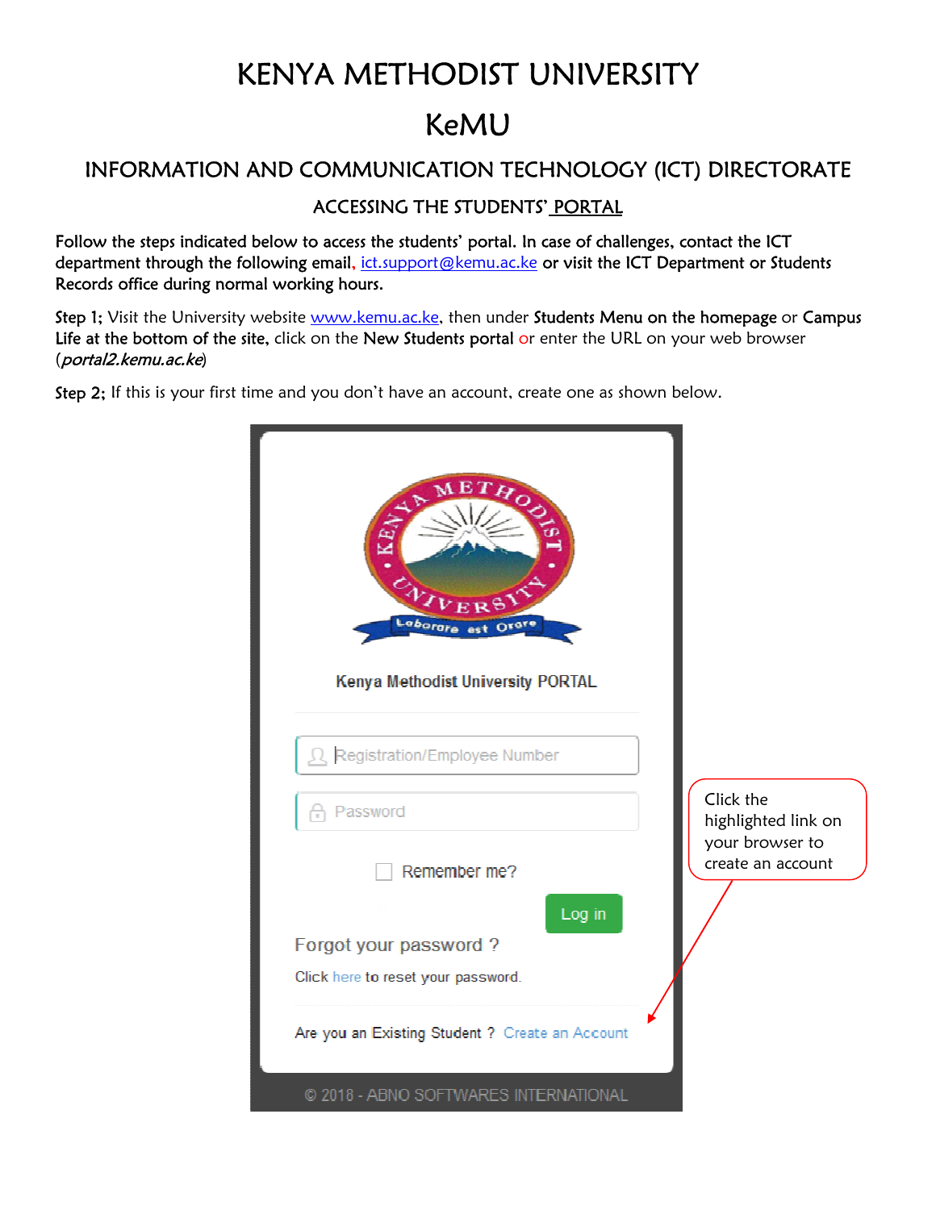# KENYA METHODIST UNIVERSITY

# KeMU

## INFORMATION AND COMMUNICATION TECHNOLOGY (ICT) DIRECTORATE

### ACCESSING THE STUDENTS' PORTAL

**Follow the steps indicated below to access the students' portal. In case of challenges, contact the ICT department through the following email, ict.support@kemu.ac.ke or visit the ICT Department or Students Records office during normal working hours.**

**Step 1;** Visit the University website www.kemu.ac.ke, then under **Students Menu on the homepage** or **Campus Life at the bottom of the site,** click on the **New Students portal** or enter the URL on your web browser (*portal2.kemu.ac.ke*)

**Step 2;** If this is your first time and you don't have an account, create one as shown below.

Kenya Methodist University PORTAL

Registration/Employee Number

Password

Remember me?

Log in

Forgot your password ?

Click here to reset your password.

Are you an Existing Student ? Create an Account

© 2018 - ABNO SOFTWARES INTERNATIONAL

Click the highlighted link on your browser to create an account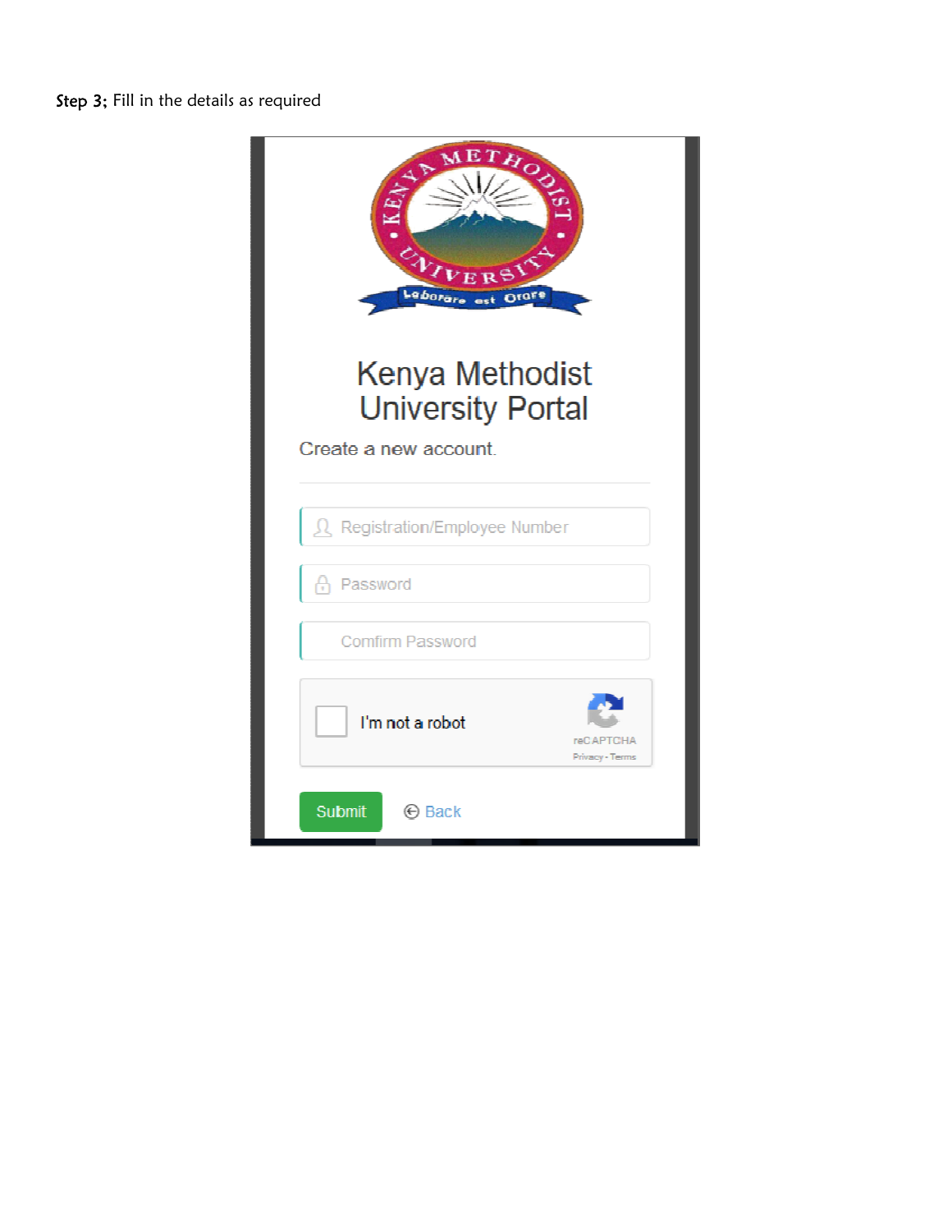**Step 3;** Fill in the details as required

Kenya Methodist University Portal

Create a new account.

Registration/Employee Number

Password

Comfirm Password

I'm not a robot

reCAPTCHA

Privacy - Terms

Submit

Back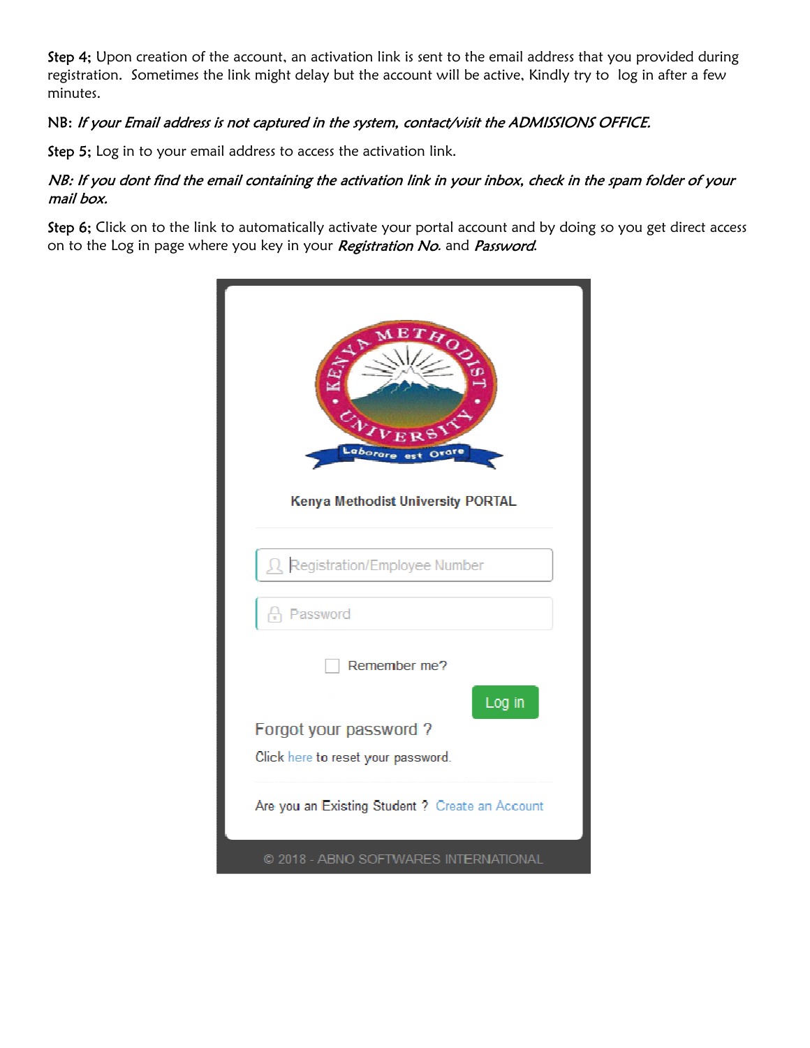**Step 4;** Upon creation of the account, an activation link is sent to the email address that you provided during registration. Sometimes the link might delay but the account will be active, Kindly try to log in after a few minutes.

NB: *If your Email address is not captured in the system, contact/visit the ADMISSIONS OFFICE.*

**Step 5;** Log in to your email address to access the activation link.

*NB: If you dont find the email containing the activation link in your inbox, check in the spam folder of your mail box.*

**Step 6;** Click on to the link to automatically activate your portal account and by doing so you get direct access on to the Log in page where you key in your *Registration No.* and *Password.*

KENYA METHODIST UNIVERSITY

Laborare est Orare

Kenya Methodist University PORTAL

Registration/Employee Number

Password

Remember me?

Log in

Forgot your password ?

Click here to reset your password.

Are you an Existing Student ? Create an Account

© 2018 - ABNO SOFTWARES INTERNATIONAL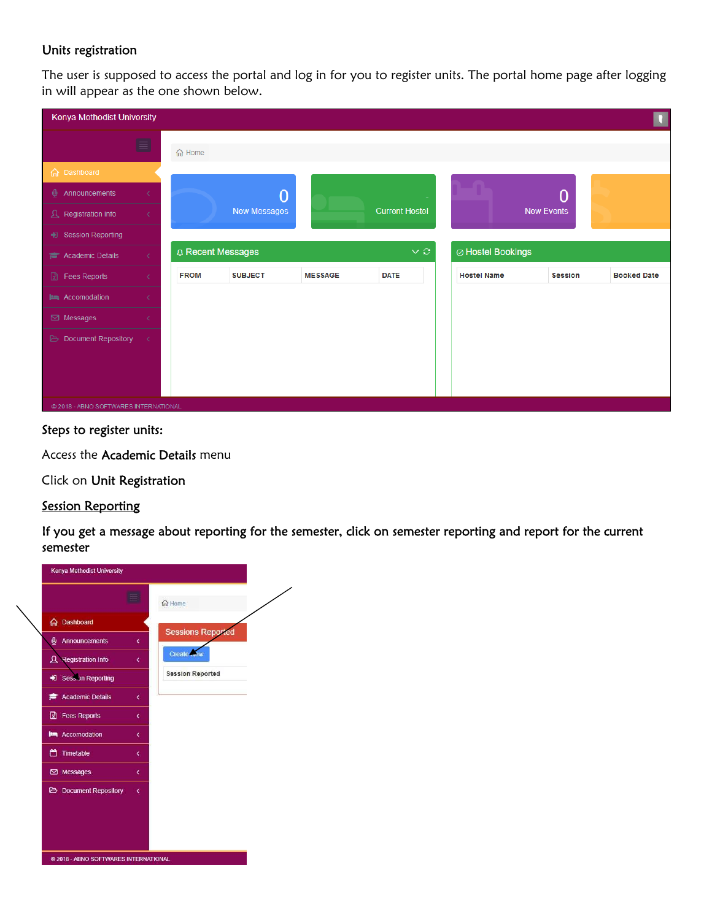Units registration

The user is supposed to access the portal and log in for you to register units. The portal home page after logging in will appear as the one shown below.

Steps to register units:

Access the **Academic Details** menu

Click on **Unit Registration**

<u>Session Reporting</u>

If you get a message about reporting for the semester, click on semester reporting and report for the current semester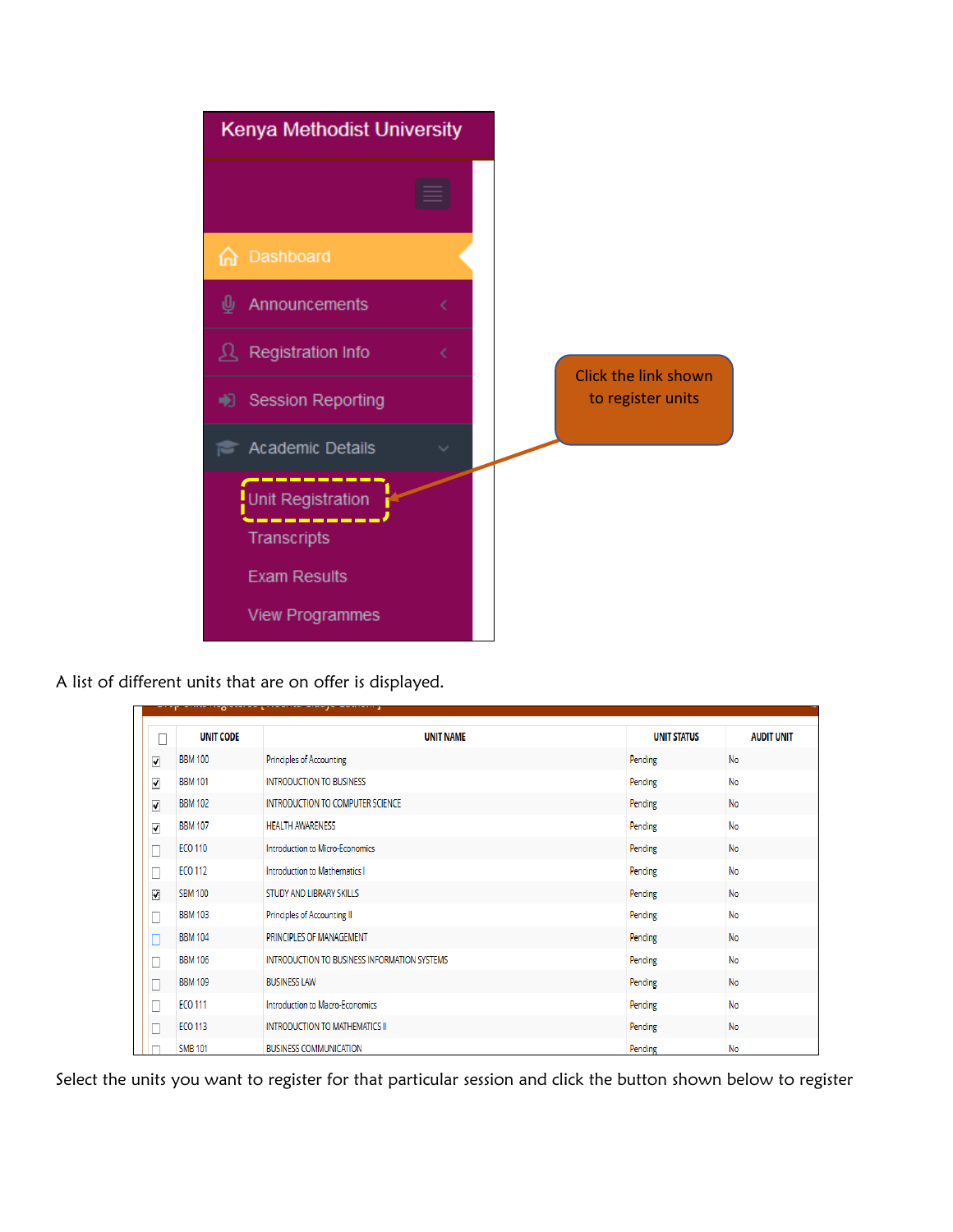Kenya Methodist University

Dashboard

Announcements

Registration Info

Session Reporting

Academic Details

Unit Registration

Transcripts

Exam Results

View Programmes

Click the link shown to register units

A list of different units that are on offer is displayed.

| ☐ | UNIT CODE | UNIT NAME | UNIT STATUS | AUDIT UNIT |
|---|---|---|---|---|
| ☑ | BBM 100 | Principles of Accounting | Pending | No |
| ☑ | BBM 101 | INTRODUCTION TO BUSINESS | Pending | No |
| ☑ | BBM 102 | INTRODUCTION TO COMPUTER SCIENCE | Pending | No |
| ☑ | BBM 107 | HEALTH AWARENESS | Pending | No |
| ☐ | ECO 110 | Introduction to Micro-Economics | Pending | No |
| ☐ | ECO 112 | Introduction to Mathematics I | Pending | No |
| ☑ | SBM 100 | STUDY AND LIBRARY SKILLS | Pending | No |
| ☐ | BBM 103 | Principles of Accounting II | Pending | No |
| ☐ | BBM 104 | PRINCIPLES OF MANAGEMENT | Pending | No |
| ☐ | BBM 106 | INTRODUCTION TO BUSINESS INFORMATION SYSTEMS | Pending | No |
| ☐ | BBM 109 | BUSINESS LAW | Pending | No |
| ☐ | ECO 111 | Introduction to Macro-Economics | Pending | No |
| ☐ | ECO 113 | INTRODUCTION TO MATHEMATICS II | Pending | No |
| ☐ | SMB 101 | BUSINESS COMMUNICATION | Pending | No |

Select the units you want to register for that particular session and click the button shown below to register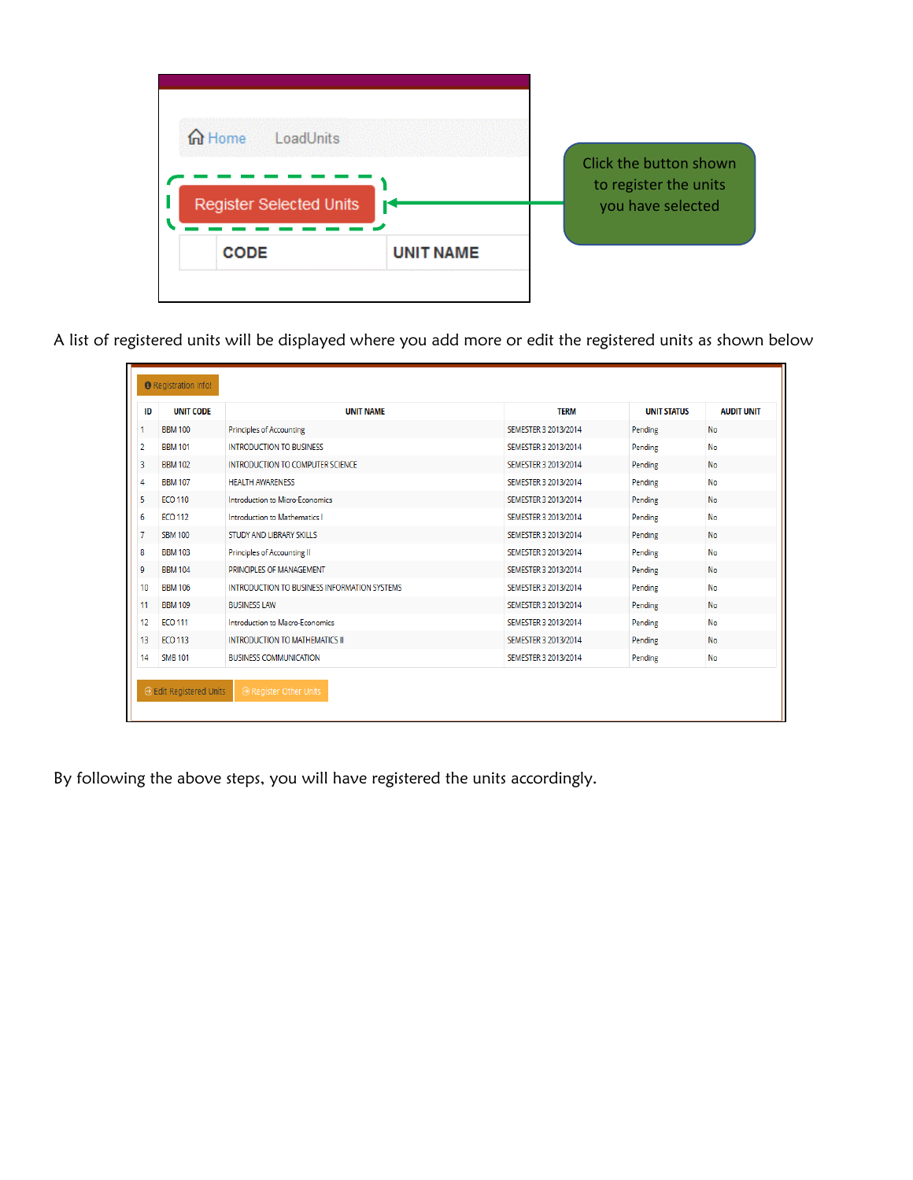Home LoadUnits

Register Selected Units

| | CODE | UNIT NAME |
|---|---|---|

Click the button shown to register the units you have selected

A list of registered units will be displayed where you add more or edit the registered units as shown below

Registration Info!

| ID | UNIT CODE | UNIT NAME | TERM | UNIT STATUS | AUDIT UNIT |
|---|---|---|---|---|---|
| 1 | BBM 100 | Principles of Accounting | SEMESTER 3 2013/2014 | Pending | No |
| 2 | BBM 101 | INTRODUCTION TO BUSINESS | SEMESTER 3 2013/2014 | Pending | No |
| 3 | BBM 102 | INTRODUCTION TO COMPUTER SCIENCE | SEMESTER 3 2013/2014 | Pending | No |
| 4 | BBM 107 | HEALTH AWARENESS | SEMESTER 3 2013/2014 | Pending | No |
| 5 | ECO 110 | Introduction to Micro-Economics | SEMESTER 3 2013/2014 | Pending | No |
| 6 | ECO 112 | Introduction to Mathematics I | SEMESTER 3 2013/2014 | Pending | No |
| 7 | SBM 100 | STUDY AND LIBRARY SKILLS | SEMESTER 3 2013/2014 | Pending | No |
| 8 | BBM 103 | Principles of Accounting II | SEMESTER 3 2013/2014 | Pending | No |
| 9 | BBM 104 | PRINCIPLES OF MANAGEMENT | SEMESTER 3 2013/2014 | Pending | No |
| 10 | BBM 106 | INTRODUCTION TO BUSINESS INFORMATION SYSTEMS | SEMESTER 3 2013/2014 | Pending | No |
| 11 | BBM 109 | BUSINESS LAW | SEMESTER 3 2013/2014 | Pending | No |
| 12 | ECO 111 | Introduction to Macro-Economics | SEMESTER 3 2013/2014 | Pending | No |
| 13 | ECO 113 | INTRODUCTION TO MATHEMATICS II | SEMESTER 3 2013/2014 | Pending | No |
| 14 | SMB 101 | BUSINESS COMMUNICATION | SEMESTER 3 2013/2014 | Pending | No |

Edit Registered Units | Register Other Units

By following the above steps, you will have registered the units accordingly.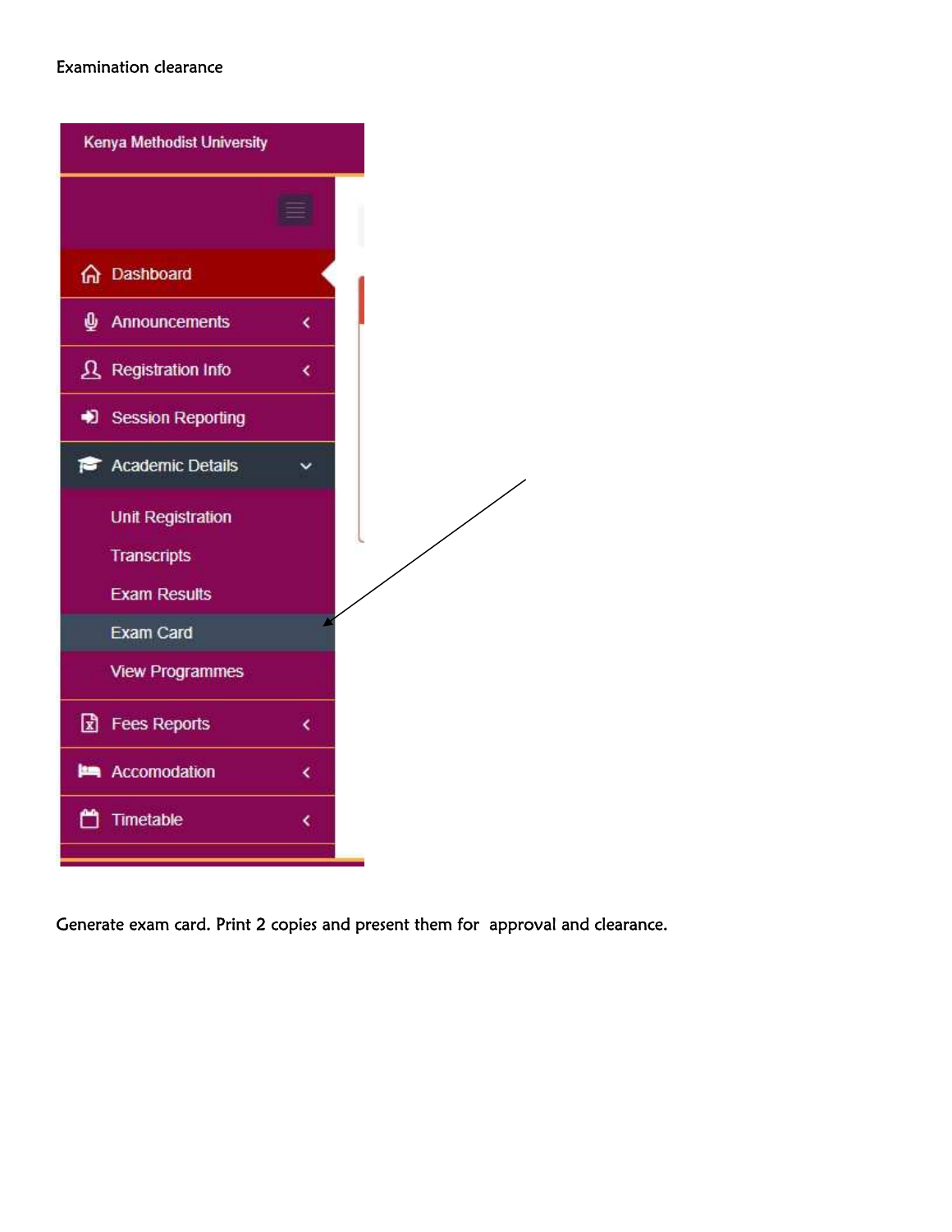Examination clearance

Generate exam card. Print 2 copies and present them for approval and clearance.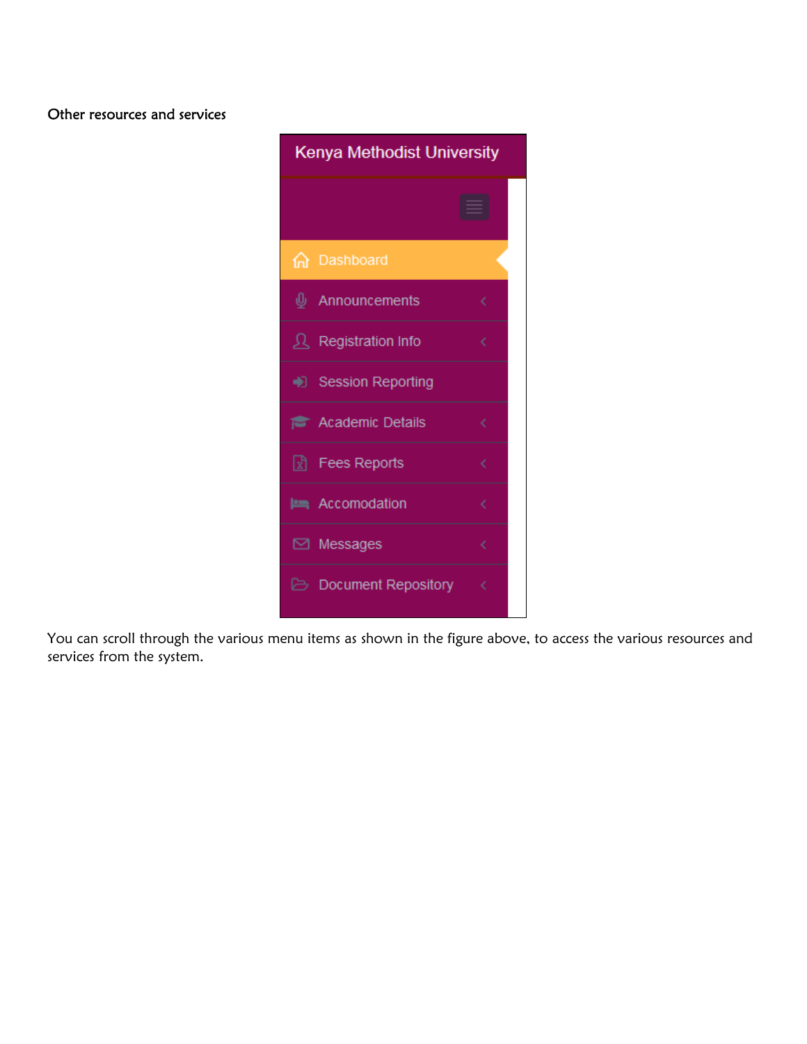Other resources and services

Kenya Methodist University

Dashboard

Announcements

Registration Info

Session Reporting

Academic Details

Fees Reports

Accomodation

Messages

Document Repository

You can scroll through the various menu items as shown in the figure above, to access the various resources and services from the system.